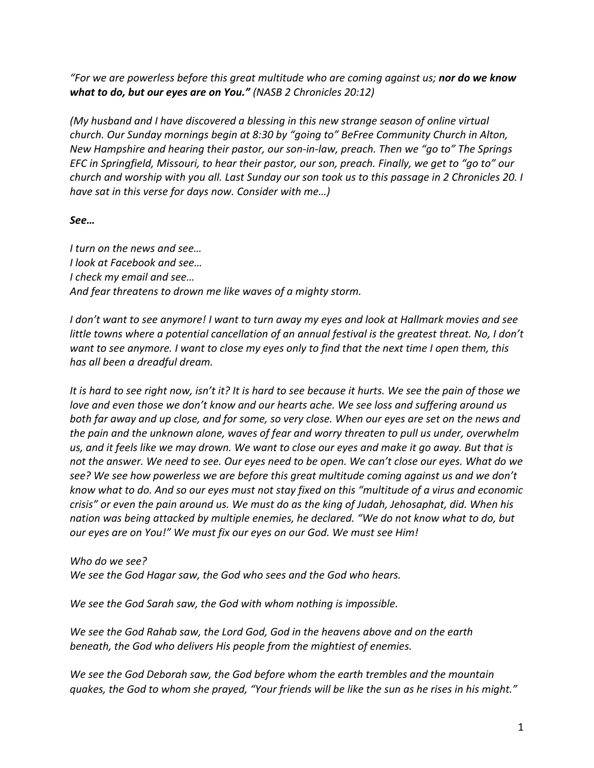*"For we are powerless before this great multitude who are coming against us; **nor do we know what to do, but our eyes are on You."** (NASB 2 Chronicles 20:12)*

*(My husband and I have discovered a blessing in this new strange season of online virtual church. Our Sunday mornings begin at 8:30 by "going to" BeFree Community Church in Alton, New Hampshire and hearing their pastor, our son-in-law, preach. Then we "go to" The Springs EFC in Springfield, Missouri, to hear their pastor, our son, preach. Finally, we get to "go to" our church and worship with you all. Last Sunday our son took us to this passage in 2 Chronicles 20. I have sat in this verse for days now. Consider with me…)*

***See…***

*I turn on the news and see…*
*I look at Facebook and see…*
*I check my email and see…*
*And fear threatens to drown me like waves of a mighty storm.*

*I don't want to see anymore! I want to turn away my eyes and look at Hallmark movies and see little towns where a potential cancellation of an annual festival is the greatest threat. No, I don't want to see anymore. I want to close my eyes only to find that the next time I open them, this has all been a dreadful dream.*

*It is hard to see right now, isn't it? It is hard to see because it hurts. We see the pain of those we love and even those we don't know and our hearts ache. We see loss and suffering around us both far away and up close, and for some, so very close. When our eyes are set on the news and the pain and the unknown alone, waves of fear and worry threaten to pull us under, overwhelm us, and it feels like we may drown. We want to close our eyes and make it go away. But that is not the answer. We need to see. Our eyes need to be open. We can't close our eyes. What do we see? We see how powerless we are before this great multitude coming against us and we don't know what to do. And so our eyes must not stay fixed on this "multitude of a virus and economic crisis" or even the pain around us. We must do as the king of Judah, Jehosaphat, did. When his nation was being attacked by multiple enemies, he declared. "We do not know what to do, but our eyes are on You!" We must fix our eyes on our God. We must see Him!*

*Who do we see?*
*We see the God Hagar saw, the God who sees and the God who hears.*

*We see the God Sarah saw, the God with whom nothing is impossible.*

*We see the God Rahab saw, the Lord God, God in the heavens above and on the earth beneath, the God who delivers His people from the mightiest of enemies.*

*We see the God Deborah saw, the God before whom the earth trembles and the mountain quakes, the God to whom she prayed, "Your friends will be like the sun as he rises in his might."*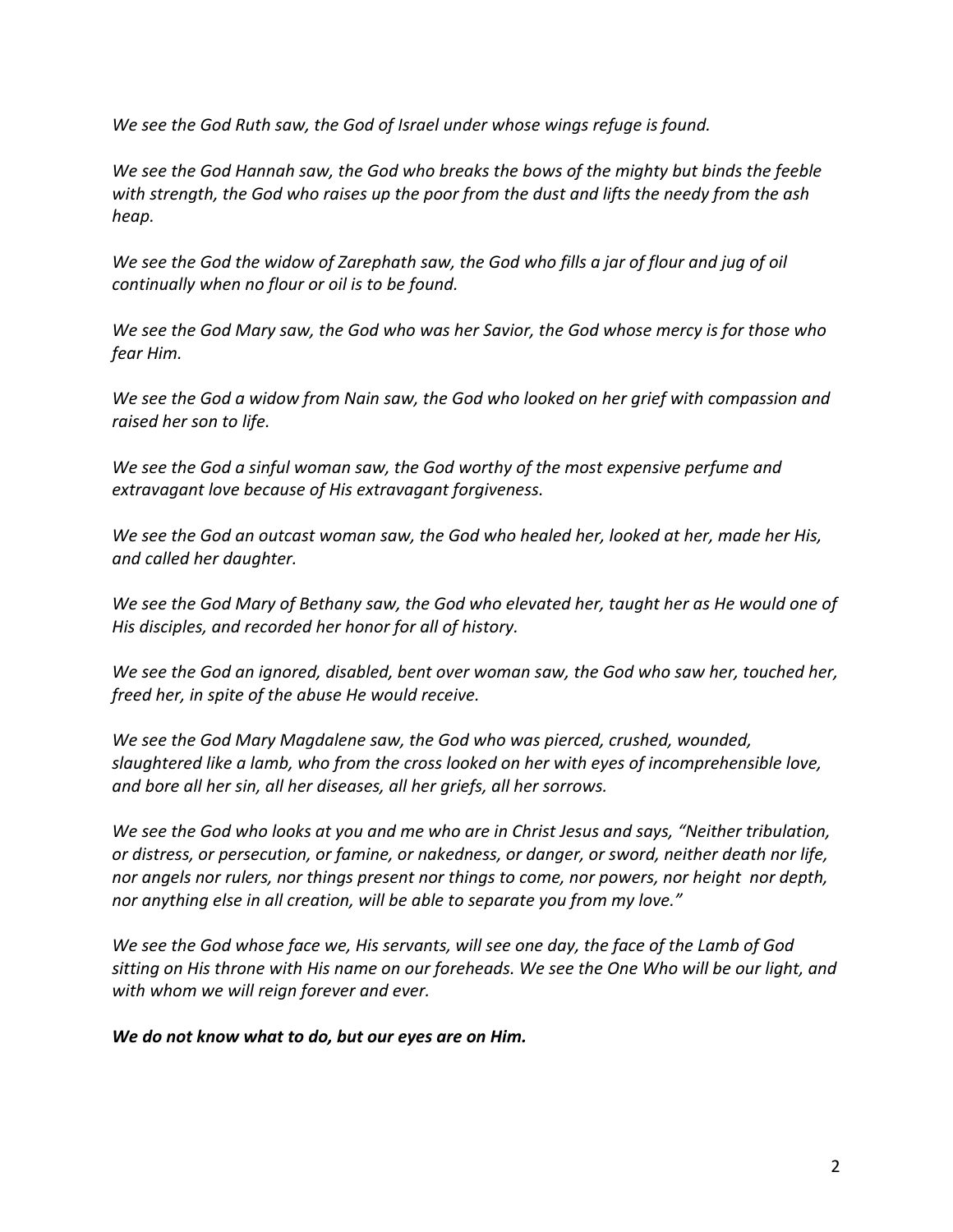*We see the God Ruth saw, the God of Israel under whose wings refuge is found.*

*We see the God Hannah saw, the God who breaks the bows of the mighty but binds the feeble with strength, the God who raises up the poor from the dust and lifts the needy from the ash heap.*

*We see the God the widow of Zarephath saw, the God who fills a jar of flour and jug of oil continually when no flour or oil is to be found.*

*We see the God Mary saw, the God who was her Savior, the God whose mercy is for those who fear Him.*

*We see the God a widow from Nain saw, the God who looked on her grief with compassion and raised her son to life.*

*We see the God a sinful woman saw, the God worthy of the most expensive perfume and extravagant love because of His extravagant forgiveness.*

*We see the God an outcast woman saw, the God who healed her, looked at her, made her His, and called her daughter.*

*We see the God Mary of Bethany saw, the God who elevated her, taught her as He would one of His disciples, and recorded her honor for all of history.*

*We see the God an ignored, disabled, bent over woman saw, the God who saw her, touched her, freed her, in spite of the abuse He would receive.*

*We see the God Mary Magdalene saw, the God who was pierced, crushed, wounded, slaughtered like a lamb, who from the cross looked on her with eyes of incomprehensible love, and bore all her sin, all her diseases, all her griefs, all her sorrows.*

*We see the God who looks at you and me who are in Christ Jesus and says, "Neither tribulation, or distress, or persecution, or famine, or nakedness, or danger, or sword, neither death nor life, nor angels nor rulers, nor things present nor things to come, nor powers, nor height nor depth, nor anything else in all creation, will be able to separate you from my love."*

*We see the God whose face we, His servants, will see one day, the face of the Lamb of God sitting on His throne with His name on our foreheads. We see the One Who will be our light, and with whom we will reign forever and ever.*

***We do not know what to do, but our eyes are on Him.***